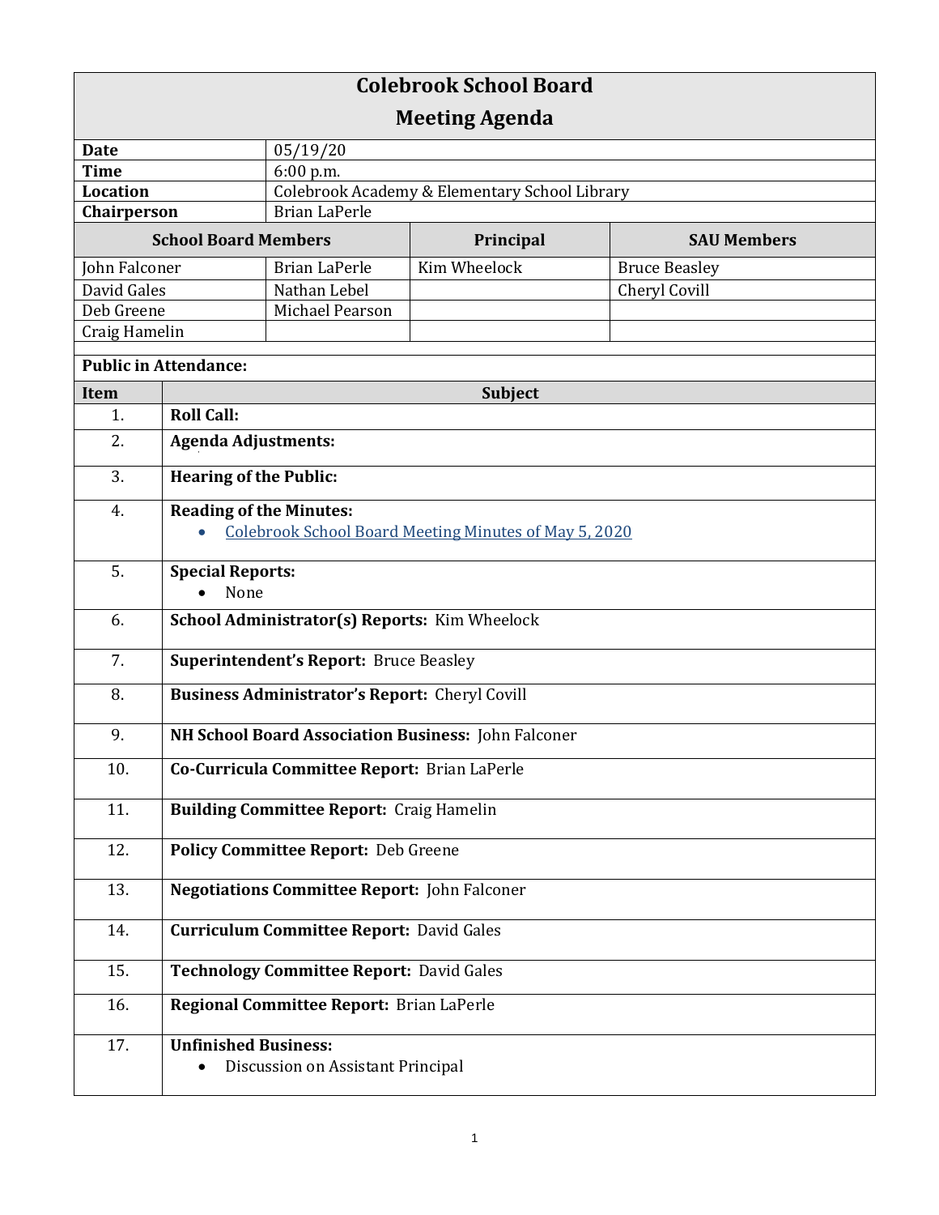# Colebrook School Board

## Meeting Agenda

| | |
|---|---|
| **Date** | 05/19/20 |
| **Time** | 6:00 p.m. |
| **Location** | Colebrook Academy & Elementary School Library |
| **Chairperson** | Brian LaPerle |

| **School Board Members** | | **Principal** | **SAU Members** |
|---|---|---|---|
| John Falconer | Brian LaPerle | Kim Wheelock | Bruce Beasley |
| David Gales | Nathan Lebel | | Cheryl Covill |
| Deb Greene | Michael Pearson | | |
| Craig Hamelin | | | |

**Public in Attendance:**

| Item | Subject |
|---|---|
| 1. | **Roll Call:** |
| 2. | **Agenda Adjustments:** |
| 3. | **Hearing of the Public:** |
| 4. | **Reading of the Minutes:** <br> • Colebrook School Board Meeting Minutes of May 5, 2020 |
| 5. | **Special Reports:** <br> • None |
| 6. | **School Administrator(s) Reports:** Kim Wheelock |
| 7. | **Superintendent's Report:** Bruce Beasley |
| 8. | **Business Administrator's Report:** Cheryl Covill |
| 9. | **NH School Board Association Business:** John Falconer |
| 10. | **Co-Curricula Committee Report:** Brian LaPerle |
| 11. | **Building Committee Report:** Craig Hamelin |
| 12. | **Policy Committee Report:** Deb Greene |
| 13. | **Negotiations Committee Report:** John Falconer |
| 14. | **Curriculum Committee Report:** David Gales |
| 15. | **Technology Committee Report:** David Gales |
| 16. | **Regional Committee Report:** Brian LaPerle |
| 17. | **Unfinished Business:** <br> • Discussion on Assistant Principal |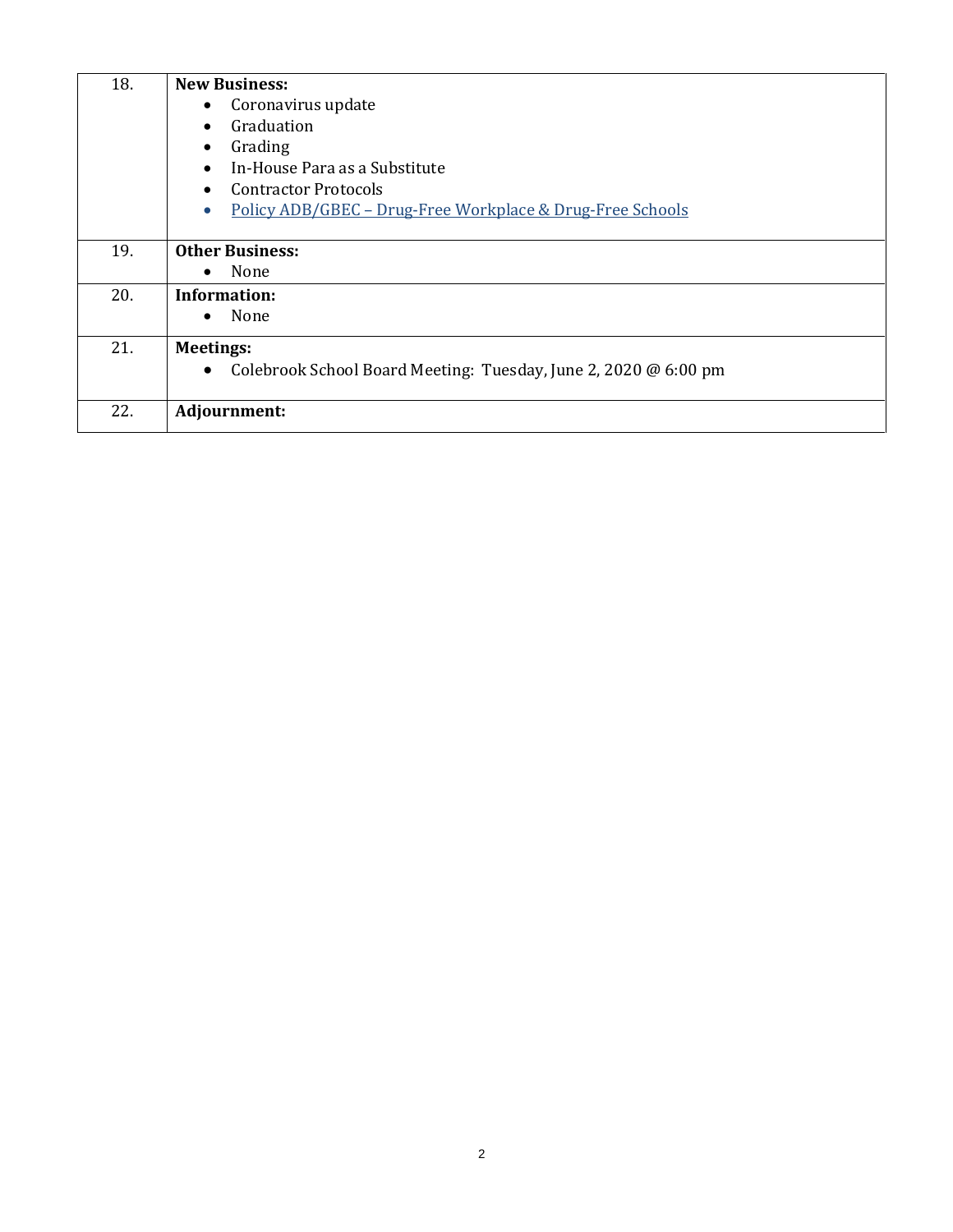| | |
|---|---|
| 18. | **New Business:**<br>• Coronavirus update<br>• Graduation<br>• Grading<br>• In-House Para as a Substitute<br>• Contractor Protocols<br>• Policy ADB/GBEC – Drug-Free Workplace & Drug-Free Schools |
| 19. | **Other Business:**<br>• None |
| 20. | **Information:**<br>• None |
| 21. | **Meetings:**<br>• Colebrook School Board Meeting: Tuesday, June 2, 2020 @ 6:00 pm |
| 22. | **Adjournment:** |